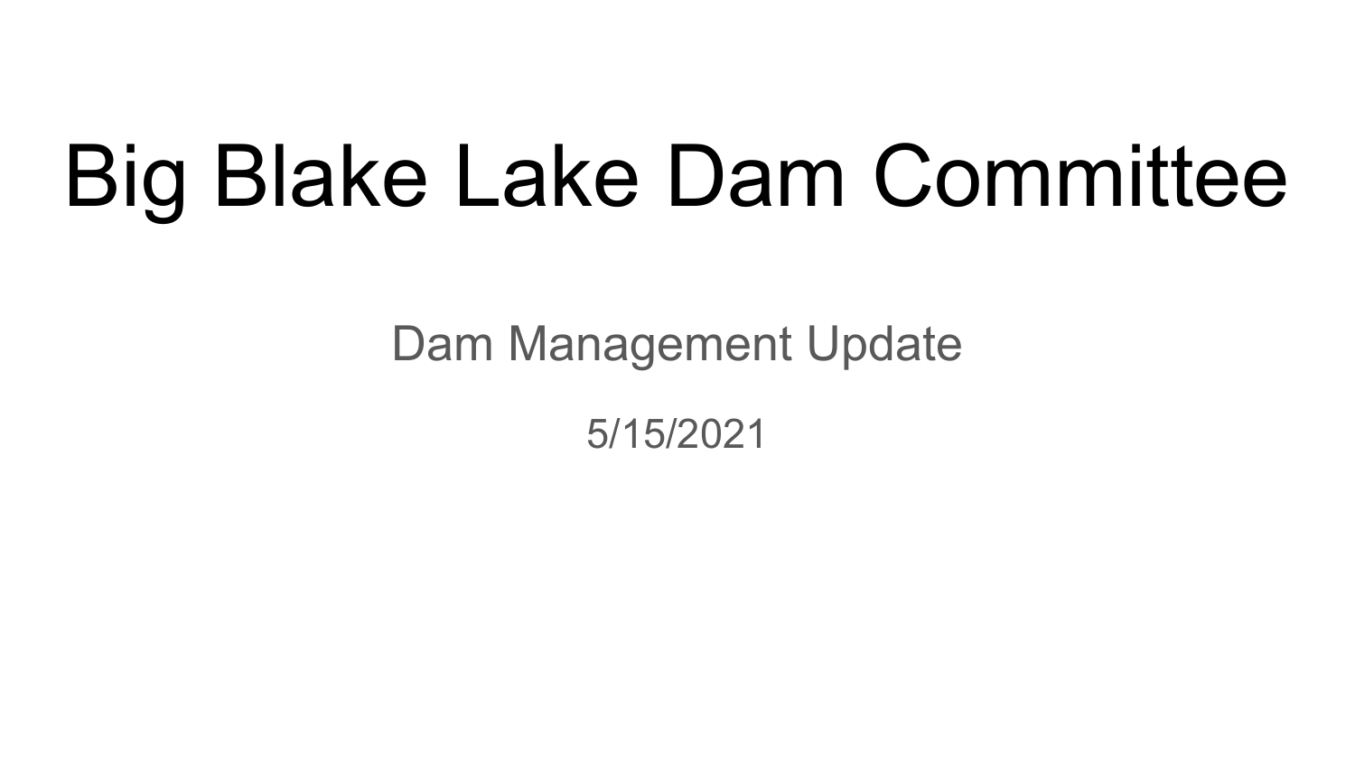# Big Blake Lake Dam Committee

Dam Management Update

5/15/2021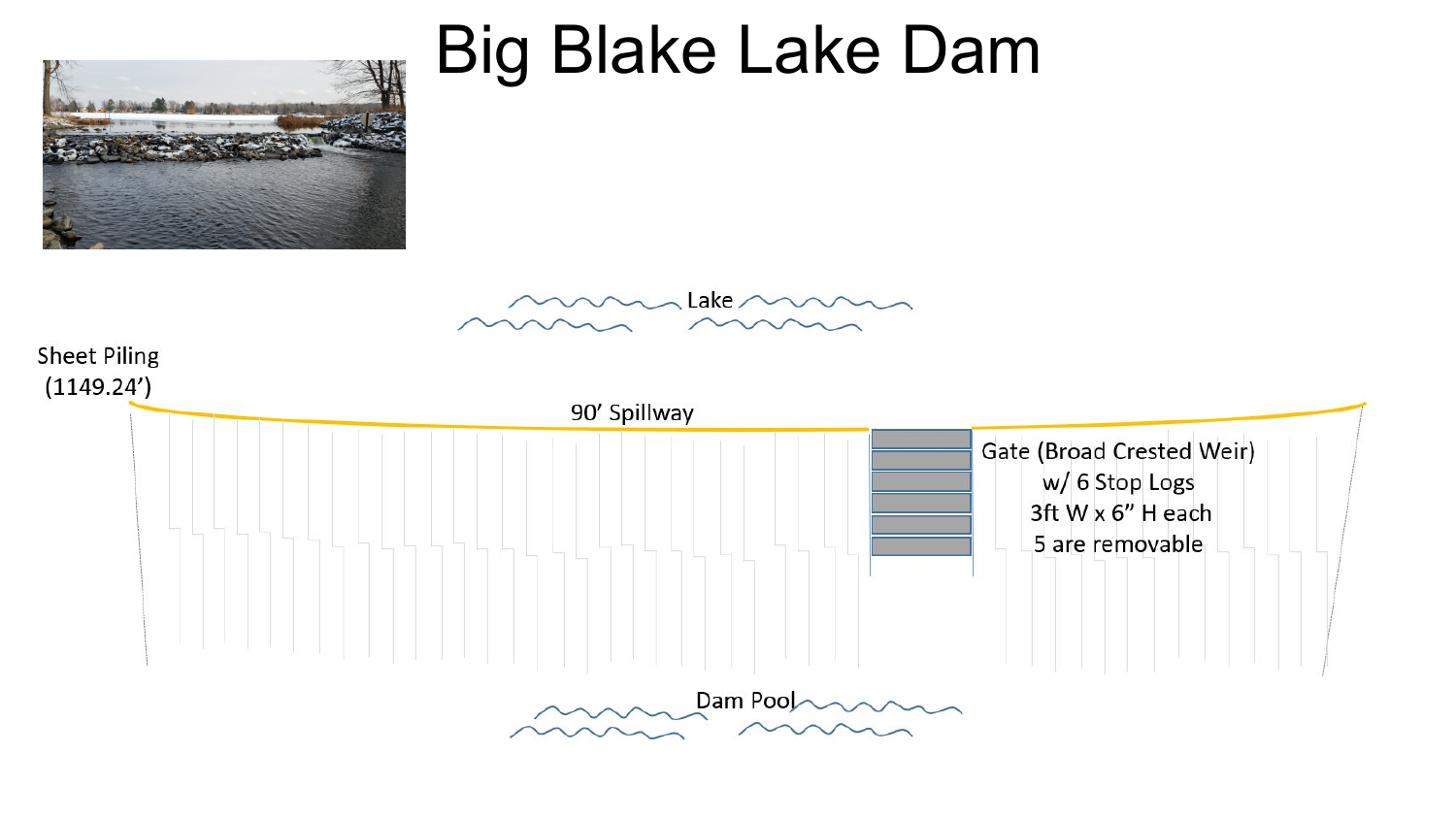# Big Blake Lake Dam

Lake

Sheet Piling
(1149.24')

90' Spillway

Gate (Broad Crested Weir)
w/ 6 Stop Logs
3ft W x 6" H each
5 are removable

Dam Pool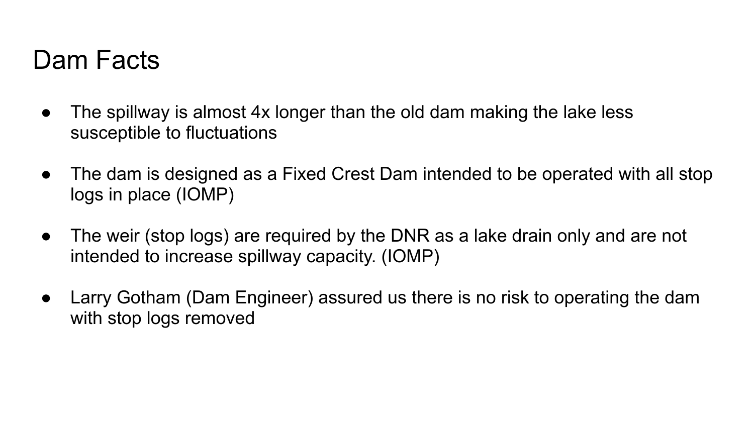# Dam Facts

- The spillway is almost 4x longer than the old dam making the lake less susceptible to fluctuations
- The dam is designed as a Fixed Crest Dam intended to be operated with all stop logs in place (IOMP)
- The weir (stop logs) are required by the DNR as a lake drain only and are not intended to increase spillway capacity. (IOMP)
- Larry Gotham (Dam Engineer) assured us there is no risk to operating the dam with stop logs removed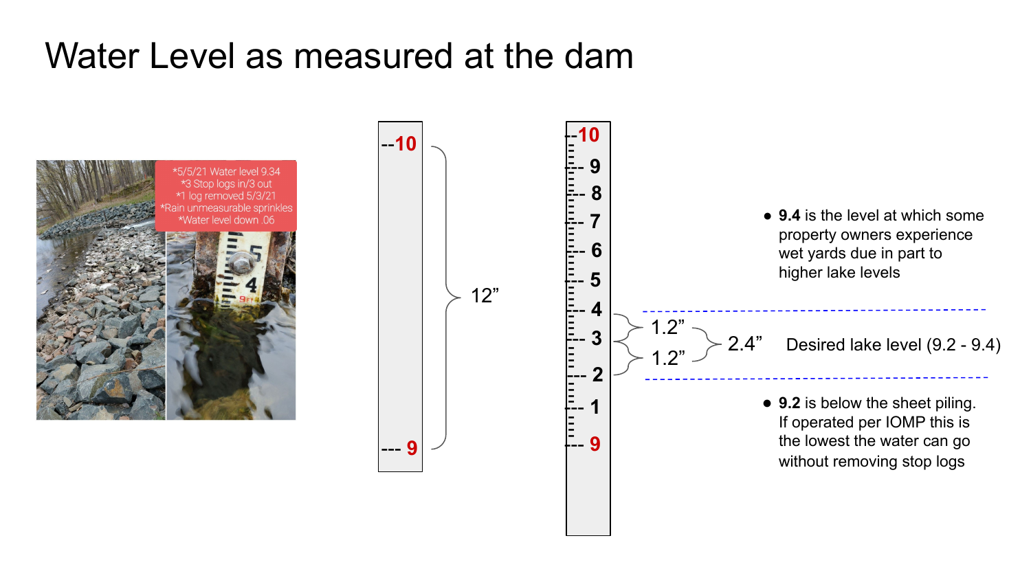# Water Level as measured at the dam

*5/5/21 Water level 9.34
*3 Stop logs in/3 out
*1 log removed 5/3/21
*Rain unmeasurable sprinkles
*Water level down .06

--10

12”

--- 9

10
9
8
7
6
5
4
3
2
1
9

1.2”
1.2”
2.4”

Desired lake level (9.2 - 9.4)

- **9.4** is the level at which some property owners experience wet yards due in part to higher lake levels
- **9.2** is below the sheet piling. If operated per IOMP this is the lowest the water can go without removing stop logs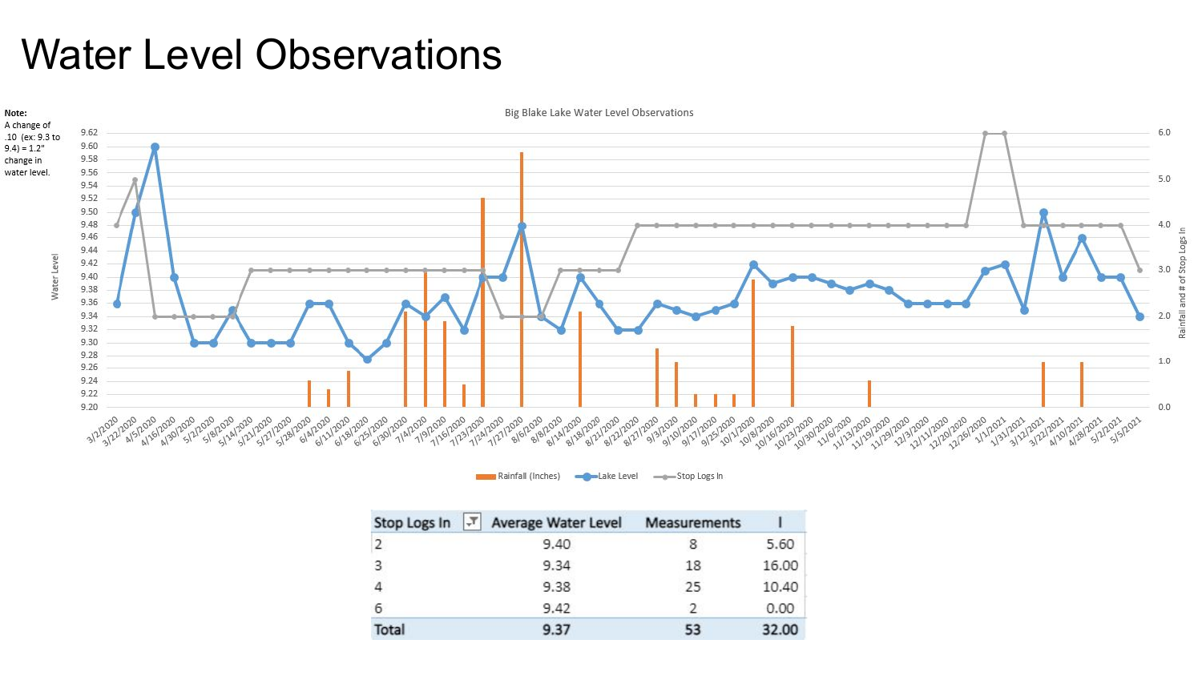# Water Level Observations

**Note:**
A change of .10 (ex: 9.3 to 9.4) = 1.2" change in water level.

Big Blake Lake Water Level Observations

| Stop Logs In | Average Water Level | Measurements | I |
|---|---|---|---|
| 2 | 9.40 | 8 | 5.60 |
| 3 | 9.34 | 18 | 16.00 |
| 4 | 9.38 | 25 | 10.40 |
| 6 | 9.42 | 2 | 0.00 |
| **Total** | **9.37** | **53** | **32.00** |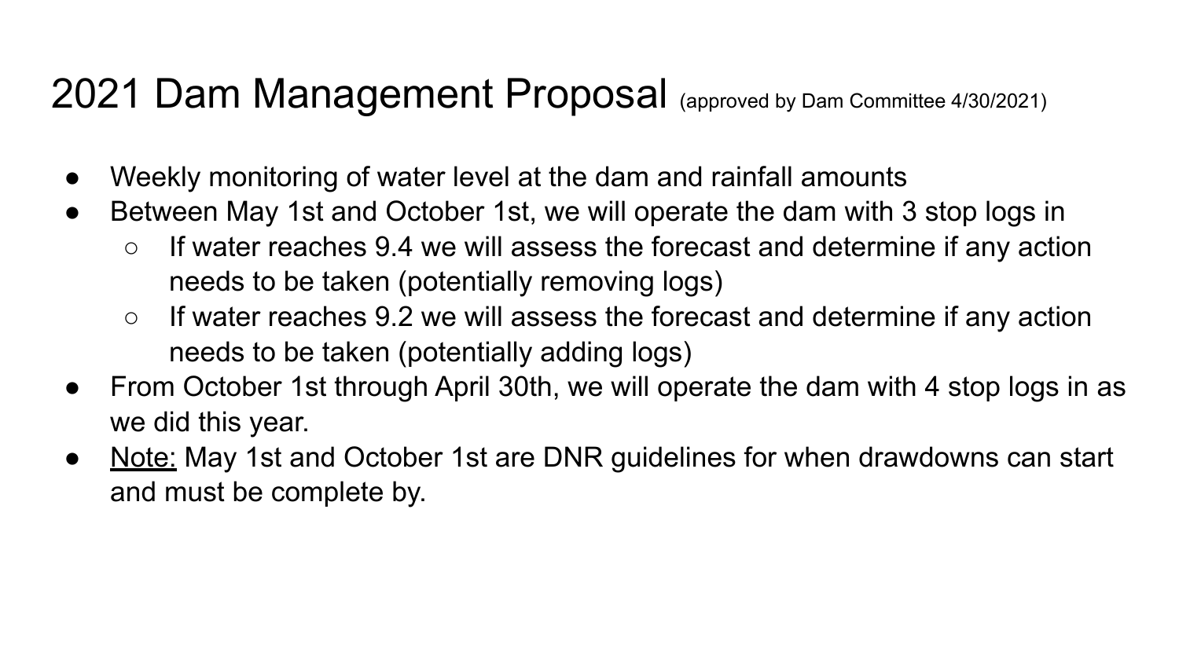# 2021 Dam Management Proposal (approved by Dam Committee 4/30/2021)

- Weekly monitoring of water level at the dam and rainfall amounts
- Between May 1st and October 1st, we will operate the dam with 3 stop logs in
  - If water reaches 9.4 we will assess the forecast and determine if any action needs to be taken (potentially removing logs)
  - If water reaches 9.2 we will assess the forecast and determine if any action needs to be taken (potentially adding logs)
- From October 1st through April 30th, we will operate the dam with 4 stop logs in as we did this year.
- Note: May 1st and October 1st are DNR guidelines for when drawdowns can start and must be complete by.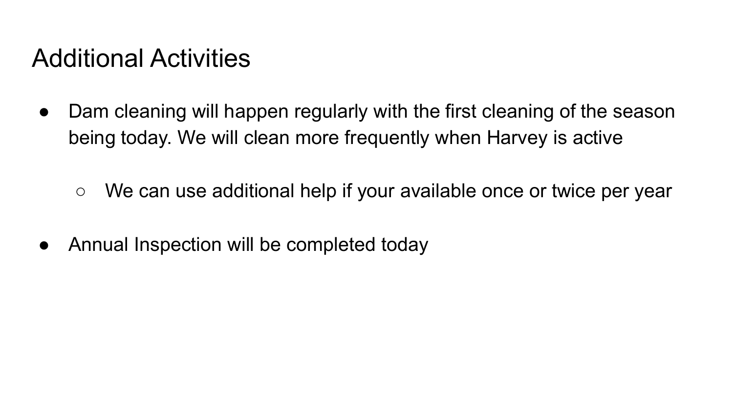# Additional Activities

- Dam cleaning will happen regularly with the first cleaning of the season being today. We will clean more frequently when Harvey is active
  - We can use additional help if your available once or twice per year
- Annual Inspection will be completed today